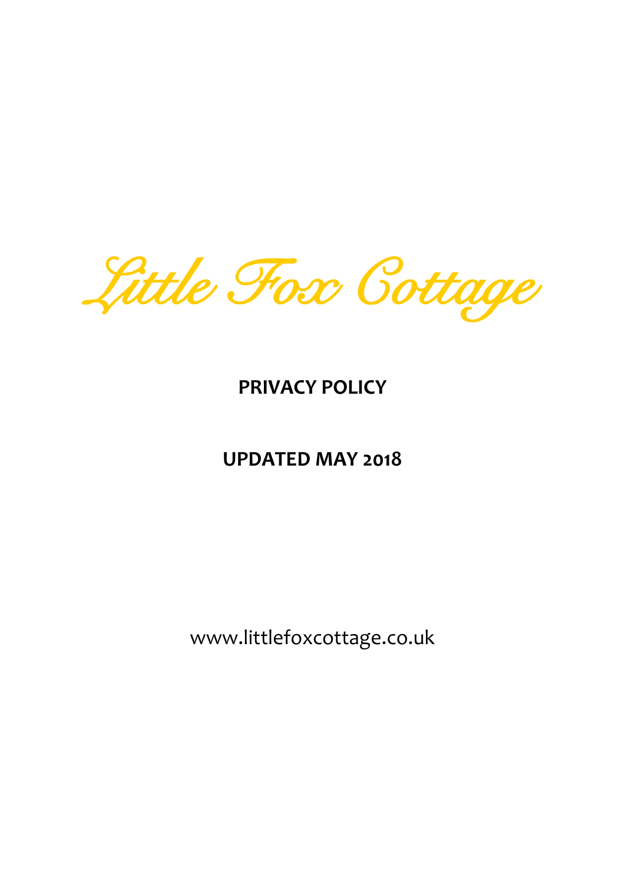# Little Fox Cottage

## PRIVACY POLICY

## UPDATED MAY 2018

www.littlefoxcottage.co.uk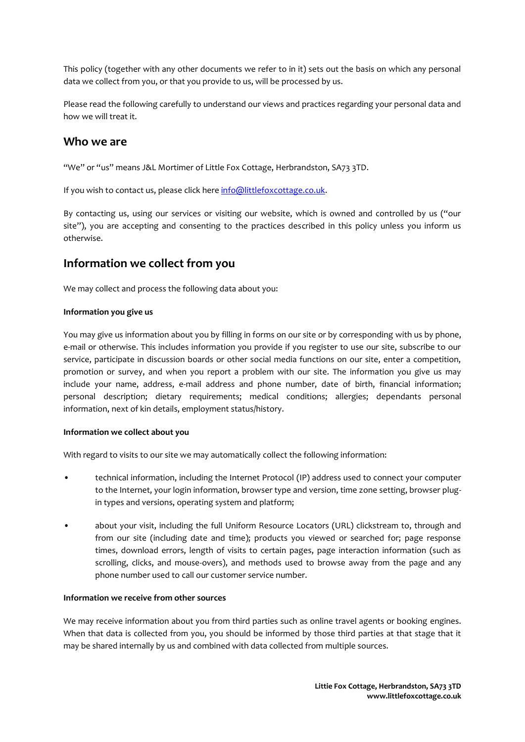This policy (together with any other documents we refer to in it) sets out the basis on which any personal data we collect from you, or that you provide to us, will be processed by us.

Please read the following carefully to understand our views and practices regarding your personal data and how we will treat it.

## Who we are

"We" or "us" means J&L Mortimer of Little Fox Cottage, Herbrandston, SA73 3TD.

If you wish to contact us, please click here info@littlefoxcottage.co.uk.

By contacting us, using our services or visiting our website, which is owned and controlled by us ("our site"), you are accepting and consenting to the practices described in this policy unless you inform us otherwise.

## Information we collect from you

We may collect and process the following data about you:

**Information you give us**

You may give us information about you by filling in forms on our site or by corresponding with us by phone, e-mail or otherwise. This includes information you provide if you register to use our site, subscribe to our service, participate in discussion boards or other social media functions on our site, enter a competition, promotion or survey, and when you report a problem with our site. The information you give us may include your name, address, e-mail address and phone number, date of birth, financial information; personal description; dietary requirements; medical conditions; allergies; dependants personal information, next of kin details, employment status/history.

**Information we collect about you**

With regard to visits to our site we may automatically collect the following information:

- technical information, including the Internet Protocol (IP) address used to connect your computer to the Internet, your login information, browser type and version, time zone setting, browser plug-in types and versions, operating system and platform;
- about your visit, including the full Uniform Resource Locators (URL) clickstream to, through and from our site (including date and time); products you viewed or searched for; page response times, download errors, length of visits to certain pages, page interaction information (such as scrolling, clicks, and mouse-overs), and methods used to browse away from the page and any phone number used to call our customer service number.

**Information we receive from other sources**

We may receive information about you from third parties such as online travel agents or booking engines. When that data is collected from you, you should be informed by those third parties at that stage that it may be shared internally by us and combined with data collected from multiple sources.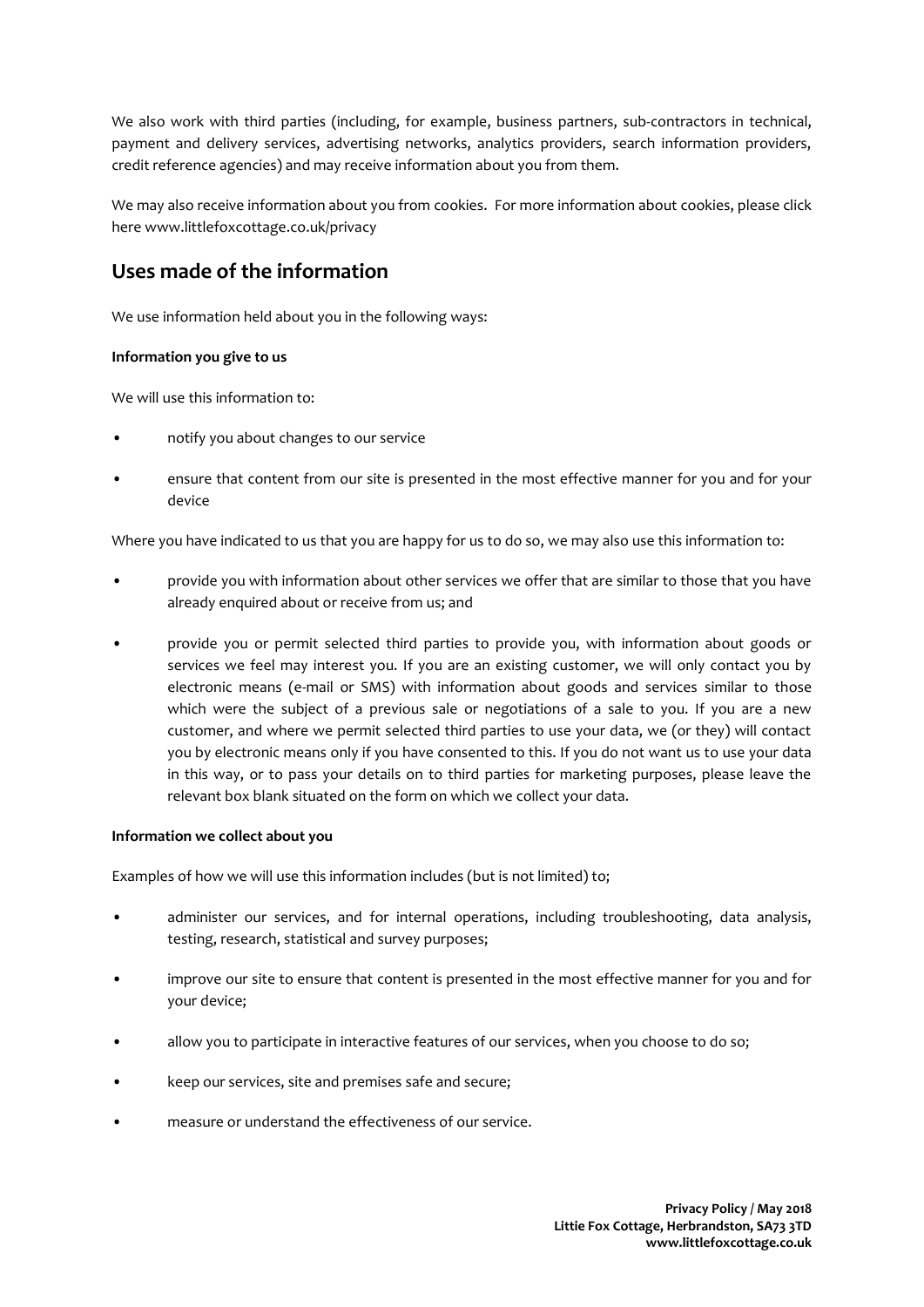We also work with third parties (including, for example, business partners, sub-contractors in technical, payment and delivery services, advertising networks, analytics providers, search information providers, credit reference agencies) and may receive information about you from them.

We may also receive information about you from cookies. For more information about cookies, please click here www.littlefoxcottage.co.uk/privacy

## Uses made of the information

We use information held about you in the following ways:

**Information you give to us**

We will use this information to:

- notify you about changes to our service
- ensure that content from our site is presented in the most effective manner for you and for your device

Where you have indicated to us that you are happy for us to do so, we may also use this information to:

- provide you with information about other services we offer that are similar to those that you have already enquired about or receive from us; and
- provide you or permit selected third parties to provide you, with information about goods or services we feel may interest you. If you are an existing customer, we will only contact you by electronic means (e-mail or SMS) with information about goods and services similar to those which were the subject of a previous sale or negotiations of a sale to you. If you are a new customer, and where we permit selected third parties to use your data, we (or they) will contact you by electronic means only if you have consented to this. If you do not want us to use your data in this way, or to pass your details on to third parties for marketing purposes, please leave the relevant box blank situated on the form on which we collect your data.

**Information we collect about you**

Examples of how we will use this information includes (but is not limited) to;

- administer our services, and for internal operations, including troubleshooting, data analysis, testing, research, statistical and survey purposes;
- improve our site to ensure that content is presented in the most effective manner for you and for your device;
- allow you to participate in interactive features of our services, when you choose to do so;
- keep our services, site and premises safe and secure;
- measure or understand the effectiveness of our service.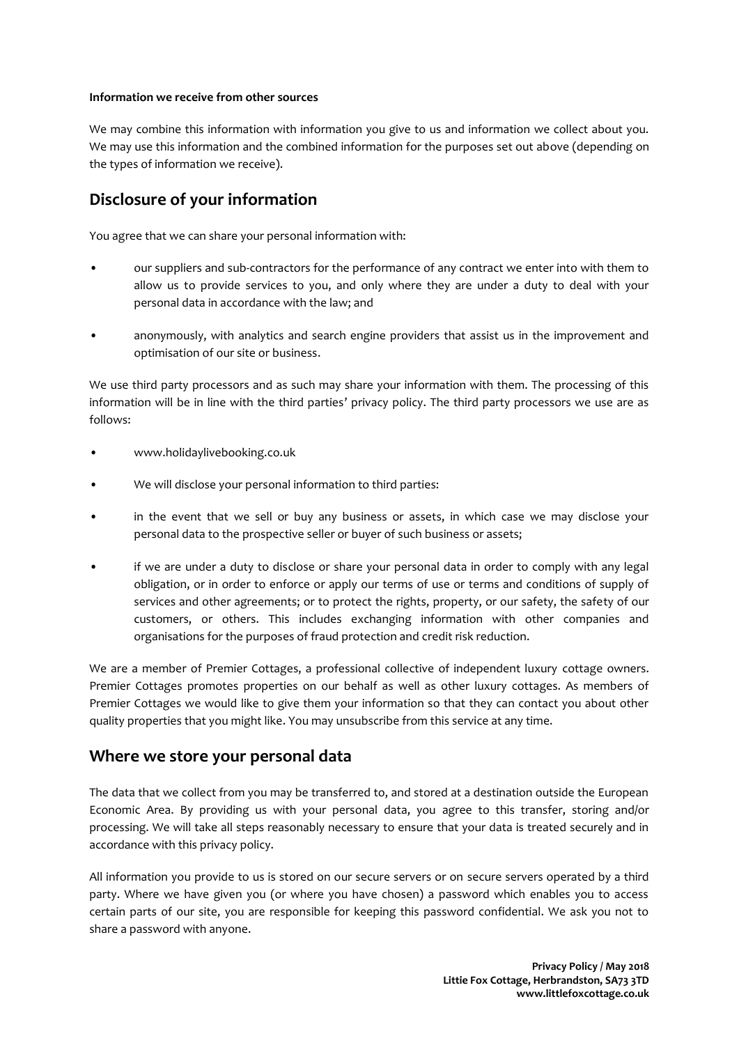**Information we receive from other sources**

We may combine this information with information you give to us and information we collect about you. We may use this information and the combined information for the purposes set out above (depending on the types of information we receive).

## Disclosure of your information

You agree that we can share your personal information with:

- our suppliers and sub-contractors for the performance of any contract we enter into with them to allow us to provide services to you, and only where they are under a duty to deal with your personal data in accordance with the law; and
- anonymously, with analytics and search engine providers that assist us in the improvement and optimisation of our site or business.

We use third party processors and as such may share your information with them. The processing of this information will be in line with the third parties' privacy policy. The third party processors we use are as follows:

- www.holidaylivebooking.co.uk
- We will disclose your personal information to third parties:
- in the event that we sell or buy any business or assets, in which case we may disclose your personal data to the prospective seller or buyer of such business or assets;
- if we are under a duty to disclose or share your personal data in order to comply with any legal obligation, or in order to enforce or apply our terms of use or terms and conditions of supply of services and other agreements; or to protect the rights, property, or our safety, the safety of our customers, or others. This includes exchanging information with other companies and organisations for the purposes of fraud protection and credit risk reduction.

We are a member of Premier Cottages, a professional collective of independent luxury cottage owners. Premier Cottages promotes properties on our behalf as well as other luxury cottages. As members of Premier Cottages we would like to give them your information so that they can contact you about other quality properties that you might like. You may unsubscribe from this service at any time.

## Where we store your personal data

The data that we collect from you may be transferred to, and stored at a destination outside the European Economic Area. By providing us with your personal data, you agree to this transfer, storing and/or processing. We will take all steps reasonably necessary to ensure that your data is treated securely and in accordance with this privacy policy.

All information you provide to us is stored on our secure servers or on secure servers operated by a third party. Where we have given you (or where you have chosen) a password which enables you to access certain parts of our site, you are responsible for keeping this password confidential. We ask you not to share a password with anyone.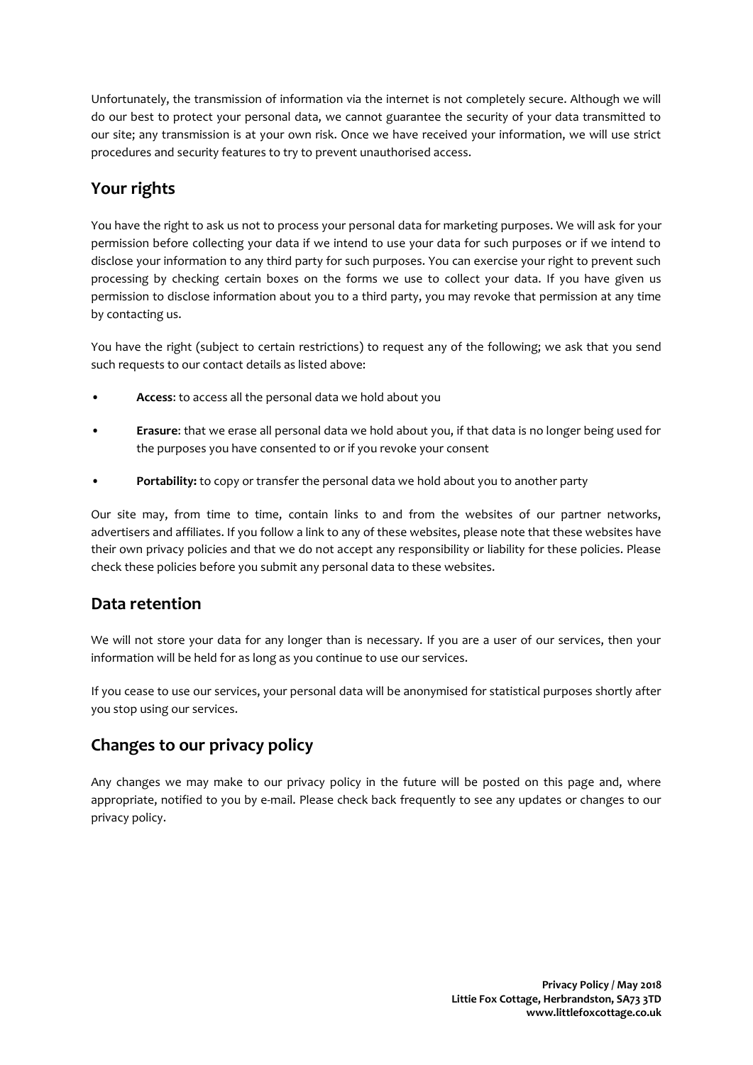Unfortunately, the transmission of information via the internet is not completely secure. Although we will do our best to protect your personal data, we cannot guarantee the security of your data transmitted to our site; any transmission is at your own risk. Once we have received your information, we will use strict procedures and security features to try to prevent unauthorised access.

## Your rights

You have the right to ask us not to process your personal data for marketing purposes. We will ask for your permission before collecting your data if we intend to use your data for such purposes or if we intend to disclose your information to any third party for such purposes. You can exercise your right to prevent such processing by checking certain boxes on the forms we use to collect your data. If you have given us permission to disclose information about you to a third party, you may revoke that permission at any time by contacting us.

You have the right (subject to certain restrictions) to request any of the following; we ask that you send such requests to our contact details as listed above:

- **Access**: to access all the personal data we hold about you
- **Erasure**: that we erase all personal data we hold about you, if that data is no longer being used for the purposes you have consented to or if you revoke your consent
- **Portability:** to copy or transfer the personal data we hold about you to another party

Our site may, from time to time, contain links to and from the websites of our partner networks, advertisers and affiliates. If you follow a link to any of these websites, please note that these websites have their own privacy policies and that we do not accept any responsibility or liability for these policies. Please check these policies before you submit any personal data to these websites.

## Data retention

We will not store your data for any longer than is necessary. If you are a user of our services, then your information will be held for as long as you continue to use our services.

If you cease to use our services, your personal data will be anonymised for statistical purposes shortly after you stop using our services.

## Changes to our privacy policy

Any changes we may make to our privacy policy in the future will be posted on this page and, where appropriate, notified to you by e-mail. Please check back frequently to see any updates or changes to our privacy policy.

**Privacy Policy / May 2018**
**Littie Fox Cottage, Herbrandston, SA73 3TD**
**www.littlefoxcottage.co.uk**